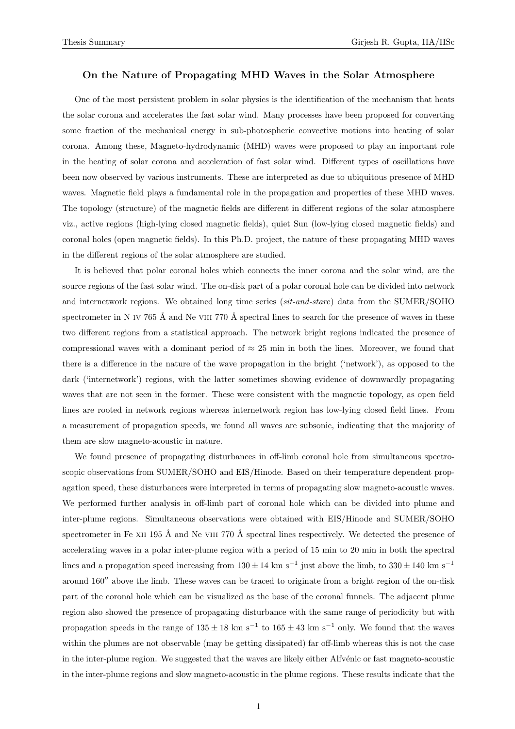## On the Nature of Propagating MHD Waves in the Solar Atmosphere

One of the most persistent problem in solar physics is the identification of the mechanism that heats the solar corona and accelerates the fast solar wind. Many processes have been proposed for converting some fraction of the mechanical energy in sub-photospheric convective motions into heating of solar corona. Among these, Magneto-hydrodynamic (MHD) waves were proposed to play an important role in the heating of solar corona and acceleration of fast solar wind. Different types of oscillations have been now observed by various instruments. These are interpreted as due to ubiquitous presence of MHD waves. Magnetic field plays a fundamental role in the propagation and properties of these MHD waves. The topology (structure) of the magnetic fields are different in different regions of the solar atmosphere viz., active regions (high-lying closed magnetic fields), quiet Sun (low-lying closed magnetic fields) and coronal holes (open magnetic fields). In this Ph.D. project, the nature of these propagating MHD waves in the different regions of the solar atmosphere are studied.

It is believed that polar coronal holes which connects the inner corona and the solar wind, are the source regions of the fast solar wind. The on-disk part of a polar coronal hole can be divided into network and internetwork regions. We obtained long time series (*sit-and-stare*) data from the SUMER/SOHO spectrometer in N IV 765 Å and Ne VIII 770 Å spectral lines to search for the presence of waves in these two different regions from a statistical approach. The network bright regions indicated the presence of compressional waves with a dominant period of $\approx 25$ min in both the lines. Moreover, we found that there is a difference in the nature of the wave propagation in the bright ('network'), as opposed to the dark ('internetwork') regions, with the latter sometimes showing evidence of downwardly propagating waves that are not seen in the former. These were consistent with the magnetic topology, as open field lines are rooted in network regions whereas internetwork region has low-lying closed field lines. From a measurement of propagation speeds, we found all waves are subsonic, indicating that the majority of them are slow magneto-acoustic in nature.

We found presence of propagating disturbances in off-limb coronal hole from simultaneous spectroscopic observations from SUMER/SOHO and EIS/Hinode. Based on their temperature dependent propagation speed, these disturbances were interpreted in terms of propagating slow magneto-acoustic waves. We performed further analysis in off-limb part of coronal hole which can be divided into plume and inter-plume regions. Simultaneous observations were obtained with EIS/Hinode and SUMER/SOHO spectrometer in Fe XII 195 Å and Ne VIII 770 Å spectral lines respectively. We detected the presence of accelerating waves in a polar inter-plume region with a period of 15 min to 20 min in both the spectral lines and a propagation speed increasing from $130 \pm 14$ km s$^{-1}$ just above the limb, to $330 \pm 140$ km s$^{-1}$ around $160''$ above the limb. These waves can be traced to originate from a bright region of the on-disk part of the coronal hole which can be visualized as the base of the coronal funnels. The adjacent plume region also showed the presence of propagating disturbance with the same range of periodicity but with propagation speeds in the range of $135 \pm 18$ km s$^{-1}$ to $165 \pm 43$ km s$^{-1}$ only. We found that the waves within the plumes are not observable (may be getting dissipated) far off-limb whereas this is not the case in the inter-plume region. We suggested that the waves are likely either Alfvénic or fast magneto-acoustic in the inter-plume regions and slow magneto-acoustic in the plume regions. These results indicate that the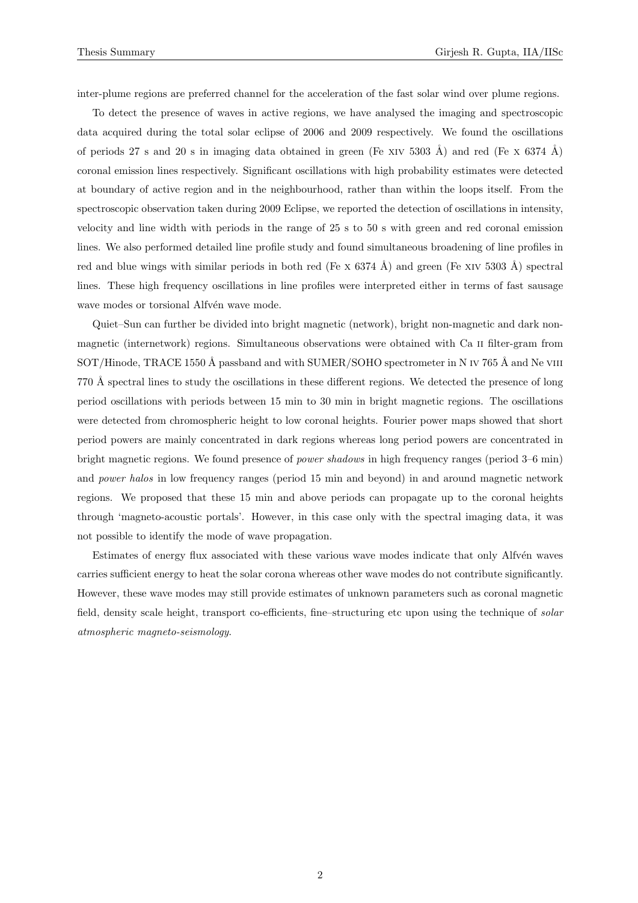inter-plume regions are preferred channel for the acceleration of the fast solar wind over plume regions.

To detect the presence of waves in active regions, we have analysed the imaging and spectroscopic data acquired during the total solar eclipse of 2006 and 2009 respectively. We found the oscillations of periods 27 s and 20 s in imaging data obtained in green (Fe XIV 5303 Å) and red (Fe X 6374 Å) coronal emission lines respectively. Significant oscillations with high probability estimates were detected at boundary of active region and in the neighbourhood, rather than within the loops itself. From the spectroscopic observation taken during 2009 Eclipse, we reported the detection of oscillations in intensity, velocity and line width with periods in the range of 25 s to 50 s with green and red coronal emission lines. We also performed detailed line profile study and found simultaneous broadening of line profiles in red and blue wings with similar periods in both red (Fe X 6374 Å) and green (Fe XIV 5303 Å) spectral lines. These high frequency oscillations in line profiles were interpreted either in terms of fast sausage wave modes or torsional Alfvén wave mode.

Quiet–Sun can further be divided into bright magnetic (network), bright non-magnetic and dark non-magnetic (internetwork) regions. Simultaneous observations were obtained with Ca II filter-gram from SOT/Hinode, TRACE 1550 Å passband and with SUMER/SOHO spectrometer in N IV 765 Å and Ne VIII 770 Å spectral lines to study the oscillations in these different regions. We detected the presence of long period oscillations with periods between 15 min to 30 min in bright magnetic regions. The oscillations were detected from chromospheric height to low coronal heights. Fourier power maps showed that short period powers are mainly concentrated in dark regions whereas long period powers are concentrated in bright magnetic regions. We found presence of *power shadows* in high frequency ranges (period 3–6 min) and *power halos* in low frequency ranges (period 15 min and beyond) in and around magnetic network regions. We proposed that these 15 min and above periods can propagate up to the coronal heights through 'magneto-acoustic portals'. However, in this case only with the spectral imaging data, it was not possible to identify the mode of wave propagation.

Estimates of energy flux associated with these various wave modes indicate that only Alfvén waves carries sufficient energy to heat the solar corona whereas other wave modes do not contribute significantly. However, these wave modes may still provide estimates of unknown parameters such as coronal magnetic field, density scale height, transport co-efficients, fine–structuring etc upon using the technique of *solar atmospheric magneto-seismology*.